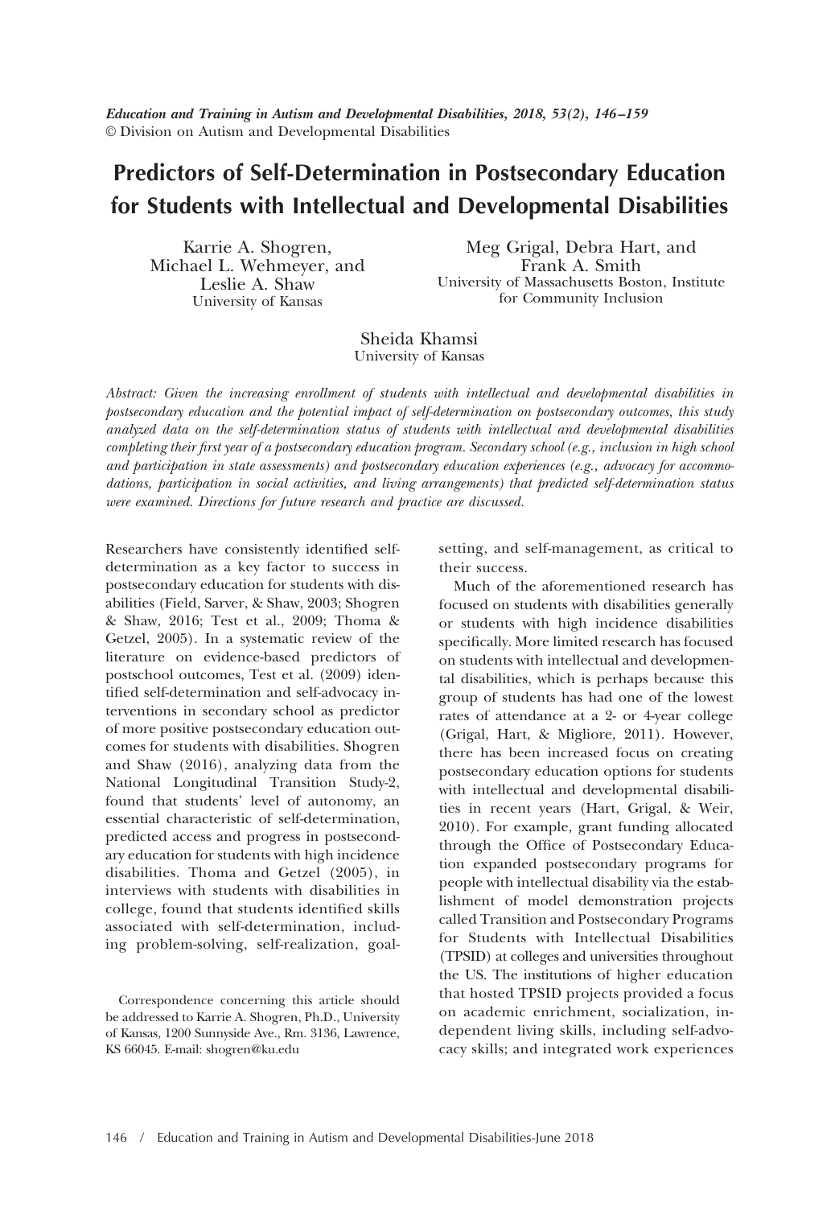*Education and Training in Autism and Developmental Disabilities, 2018, 53(2), 146–159*
© Division on Autism and Developmental Disabilities

# Predictors of Self-Determination in Postsecondary Education for Students with Intellectual and Developmental Disabilities

Karrie A. Shogren, Michael L. Wehmeyer, and Leslie A. Shaw
University of Kansas

Meg Grigal, Debra Hart, and Frank A. Smith
University of Massachusetts Boston, Institute for Community Inclusion

Sheida Khamsi
University of Kansas

*Abstract: Given the increasing enrollment of students with intellectual and developmental disabilities in postsecondary education and the potential impact of self-determination on postsecondary outcomes, this study analyzed data on the self-determination status of students with intellectual and developmental disabilities completing their first year of a postsecondary education program. Secondary school (e.g., inclusion in high school and participation in state assessments) and postsecondary education experiences (e.g., advocacy for accommodations, participation in social activities, and living arrangements) that predicted self-determination status were examined. Directions for future research and practice are discussed.*

Researchers have consistently identified self-determination as a key factor to success in postsecondary education for students with disabilities (Field, Sarver, & Shaw, 2003; Shogren & Shaw, 2016; Test et al., 2009; Thoma & Getzel, 2005). In a systematic review of the literature on evidence-based predictors of postschool outcomes, Test et al. (2009) identified self-determination and self-advocacy interventions in secondary school as predictor of more positive postsecondary education outcomes for students with disabilities. Shogren and Shaw (2016), analyzing data from the National Longitudinal Transition Study-2, found that students' level of autonomy, an essential characteristic of self-determination, predicted access and progress in postsecondary education for students with high incidence disabilities. Thoma and Getzel (2005), in interviews with students with disabilities in college, found that students identified skills associated with self-determination, including problem-solving, self-realization, goal-setting, and self-management, as critical to their success.

Much of the aforementioned research has focused on students with disabilities generally or students with high incidence disabilities specifically. More limited research has focused on students with intellectual and developmental disabilities, which is perhaps because this group of students has had one of the lowest rates of attendance at a 2- or 4-year college (Grigal, Hart, & Migliore, 2011). However, there has been increased focus on creating postsecondary education options for students with intellectual and developmental disabilities in recent years (Hart, Grigal, & Weir, 2010). For example, grant funding allocated through the Office of Postsecondary Education expanded postsecondary programs for people with intellectual disability via the establishment of model demonstration projects called Transition and Postsecondary Programs for Students with Intellectual Disabilities (TPSID) at colleges and universities throughout the US. The institutions of higher education that hosted TPSID projects provided a focus on academic enrichment, socialization, independent living skills, including self-advocacy skills; and integrated work experiences

Correspondence concerning this article should be addressed to Karrie A. Shogren, Ph.D., University of Kansas, 1200 Sunnyside Ave., Rm. 3136, Lawrence, KS 66045. E-mail: shogren@ku.edu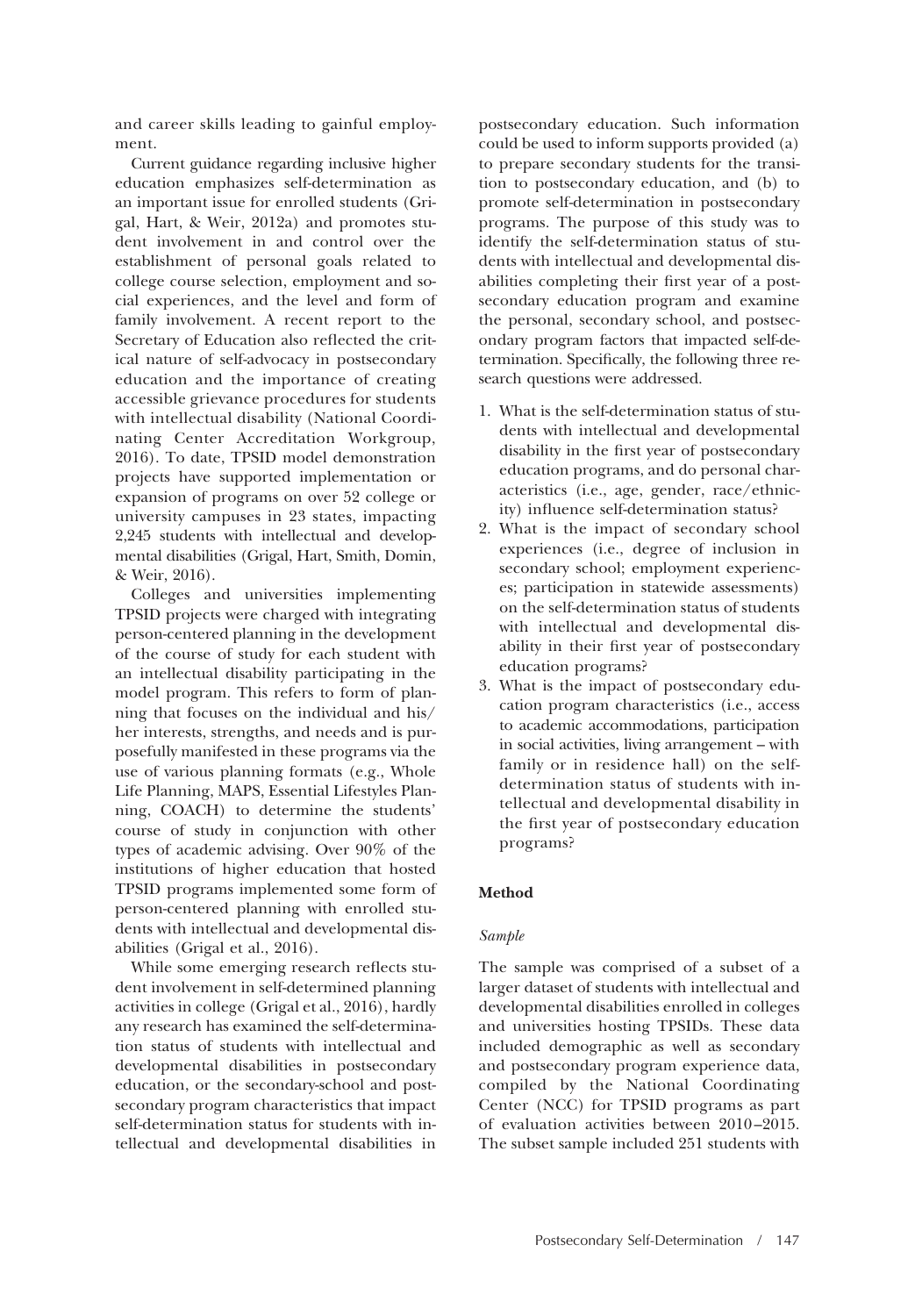and career skills leading to gainful employment.

Current guidance regarding inclusive higher education emphasizes self-determination as an important issue for enrolled students (Grigal, Hart, & Weir, 2012a) and promotes student involvement in and control over the establishment of personal goals related to college course selection, employment and social experiences, and the level and form of family involvement. A recent report to the Secretary of Education also reflected the critical nature of self-advocacy in postsecondary education and the importance of creating accessible grievance procedures for students with intellectual disability (National Coordinating Center Accreditation Workgroup, 2016). To date, TPSID model demonstration projects have supported implementation or expansion of programs on over 52 college or university campuses in 23 states, impacting 2,245 students with intellectual and developmental disabilities (Grigal, Hart, Smith, Domin, & Weir, 2016).

Colleges and universities implementing TPSID projects were charged with integrating person-centered planning in the development of the course of study for each student with an intellectual disability participating in the model program. This refers to form of planning that focuses on the individual and his/her interests, strengths, and needs and is purposefully manifested in these programs via the use of various planning formats (e.g., Whole Life Planning, MAPS, Essential Lifestyles Planning, COACH) to determine the students' course of study in conjunction with other types of academic advising. Over 90% of the institutions of higher education that hosted TPSID programs implemented some form of person-centered planning with enrolled students with intellectual and developmental disabilities (Grigal et al., 2016).

While some emerging research reflects student involvement in self-determined planning activities in college (Grigal et al., 2016), hardly any research has examined the self-determination status of students with intellectual and developmental disabilities in postsecondary education, or the secondary-school and postsecondary program characteristics that impact self-determination status for students with intellectual and developmental disabilities in postsecondary education. Such information could be used to inform supports provided (a) to prepare secondary students for the transition to postsecondary education, and (b) to promote self-determination in postsecondary programs. The purpose of this study was to identify the self-determination status of students with intellectual and developmental disabilities completing their first year of a postsecondary education program and examine the personal, secondary school, and postsecondary program factors that impacted self-determination. Specifically, the following three research questions were addressed.

1. What is the self-determination status of students with intellectual and developmental disability in the first year of postsecondary education programs, and do personal characteristics (i.e., age, gender, race/ethnicity) influence self-determination status?
2. What is the impact of secondary school experiences (i.e., degree of inclusion in secondary school; employment experiences; participation in statewide assessments) on the self-determination status of students with intellectual and developmental disability in their first year of postsecondary education programs?
3. What is the impact of postsecondary education program characteristics (i.e., access to academic accommodations, participation in social activities, living arrangement – with family or in residence hall) on the self-determination status of students with intellectual and developmental disability in the first year of postsecondary education programs?

## Method

### *Sample*

The sample was comprised of a subset of a larger dataset of students with intellectual and developmental disabilities enrolled in colleges and universities hosting TPSIDs. These data included demographic as well as secondary and postsecondary program experience data, compiled by the National Coordinating Center (NCC) for TPSID programs as part of evaluation activities between 2010–2015. The subset sample included 251 students with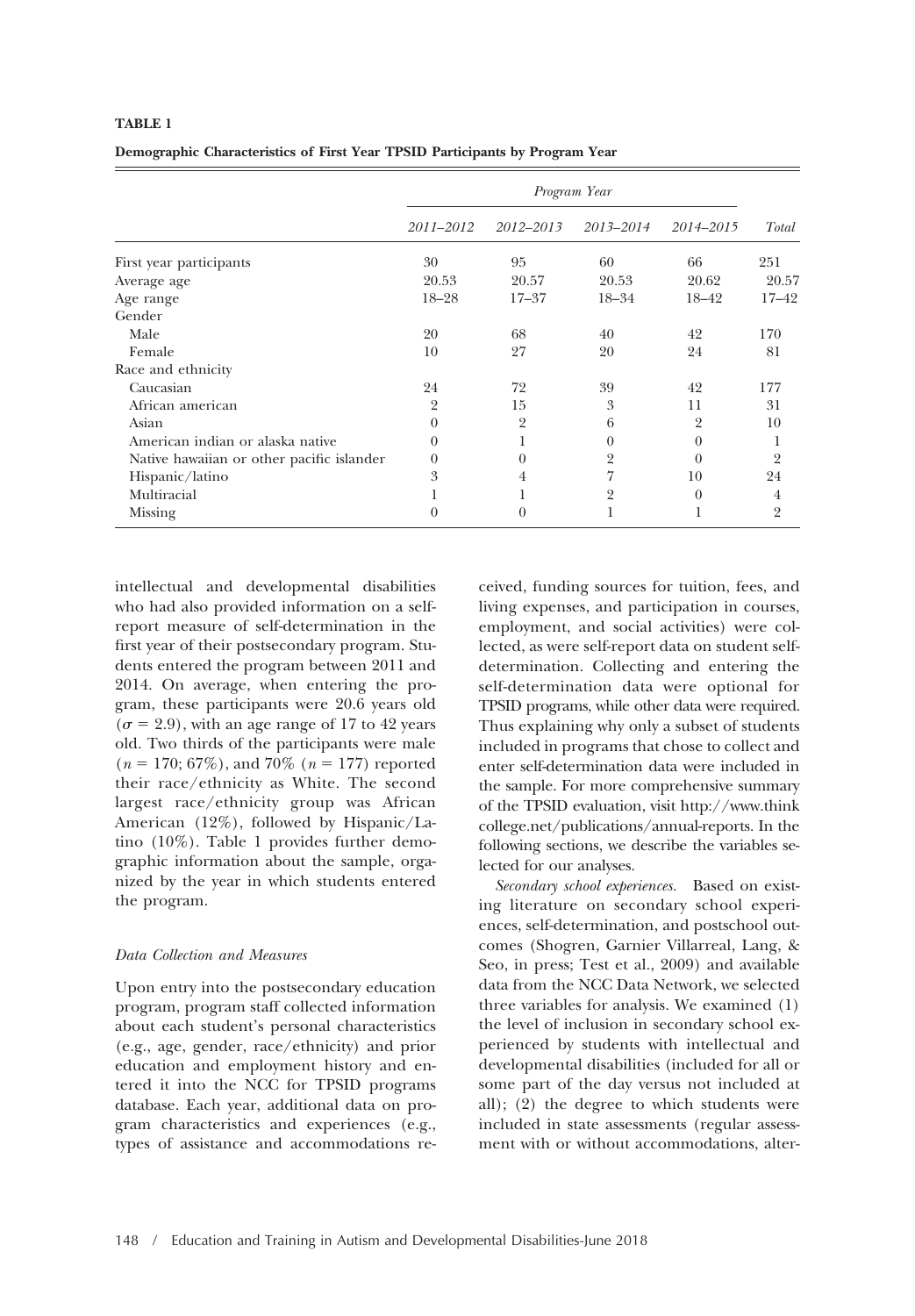**TABLE 1**

**Demographic Characteristics of First Year TPSID Participants by Program Year**

| | *Program Year* | | | | |
|---|---|---|---|---|---|
| | *2011–2012* | *2012–2013* | *2013–2014* | *2014–2015* | *Total* |
| First year participants | 30 | 95 | 60 | 66 | 251 |
| Average age | 20.53 | 20.57 | 20.53 | 20.62 | 20.57 |
| Age range | 18–28 | 17–37 | 18–34 | 18–42 | 17–42 |
| Gender | | | | | |
| Male | 20 | 68 | 40 | 42 | 170 |
| Female | 10 | 27 | 20 | 24 | 81 |
| Race and ethnicity | | | | | |
| Caucasian | 24 | 72 | 39 | 42 | 177 |
| African american | 2 | 15 | 3 | 11 | 31 |
| Asian | 0 | 2 | 6 | 2 | 10 |
| American indian or alaska native | 0 | 1 | 0 | 0 | 1 |
| Native hawaiian or other pacific islander | 0 | 0 | 2 | 0 | 2 |
| Hispanic/latino | 3 | 4 | 7 | 10 | 24 |
| Multiracial | 1 | 1 | 2 | 0 | 4 |
| Missing | 0 | 0 | 1 | 1 | 2 |

intellectual and developmental disabilities who had also provided information on a self-report measure of self-determination in the first year of their postsecondary program. Students entered the program between 2011 and 2014. On average, when entering the program, these participants were 20.6 years old ($\sigma = 2.9$), with an age range of 17 to 42 years old. Two thirds of the participants were male ($n = 170$; 67%), and 70% ($n = 177$) reported their race/ethnicity as White. The second largest race/ethnicity group was African American (12%), followed by Hispanic/Latino (10%). Table 1 provides further demographic information about the sample, organized by the year in which students entered the program.

### Data Collection and Measures

Upon entry into the postsecondary education program, program staff collected information about each student's personal characteristics (e.g., age, gender, race/ethnicity) and prior education and employment history and entered it into the NCC for TPSID programs database. Each year, additional data on program characteristics and experiences (e.g., types of assistance and accommodations received, funding sources for tuition, fees, and living expenses, and participation in courses, employment, and social activities) were collected, as were self-report data on student self-determination. Collecting and entering the self-determination data were optional for TPSID programs, while other data were required. Thus explaining why only a subset of students included in programs that chose to collect and enter self-determination data were included in the sample. For more comprehensive summary of the TPSID evaluation, visit http://www.thinkcollege.net/publications/annual-reports. In the following sections, we describe the variables selected for our analyses.

*Secondary school experiences.* Based on existing literature on secondary school experiences, self-determination, and postschool outcomes (Shogren, Garnier Villarreal, Lang, & Seo, in press; Test et al., 2009) and available data from the NCC Data Network, we selected three variables for analysis. We examined (1) the level of inclusion in secondary school experienced by students with intellectual and developmental disabilities (included for all or some part of the day versus not included at all); (2) the degree to which students were included in state assessments (regular assessment with or without accommodations, alter-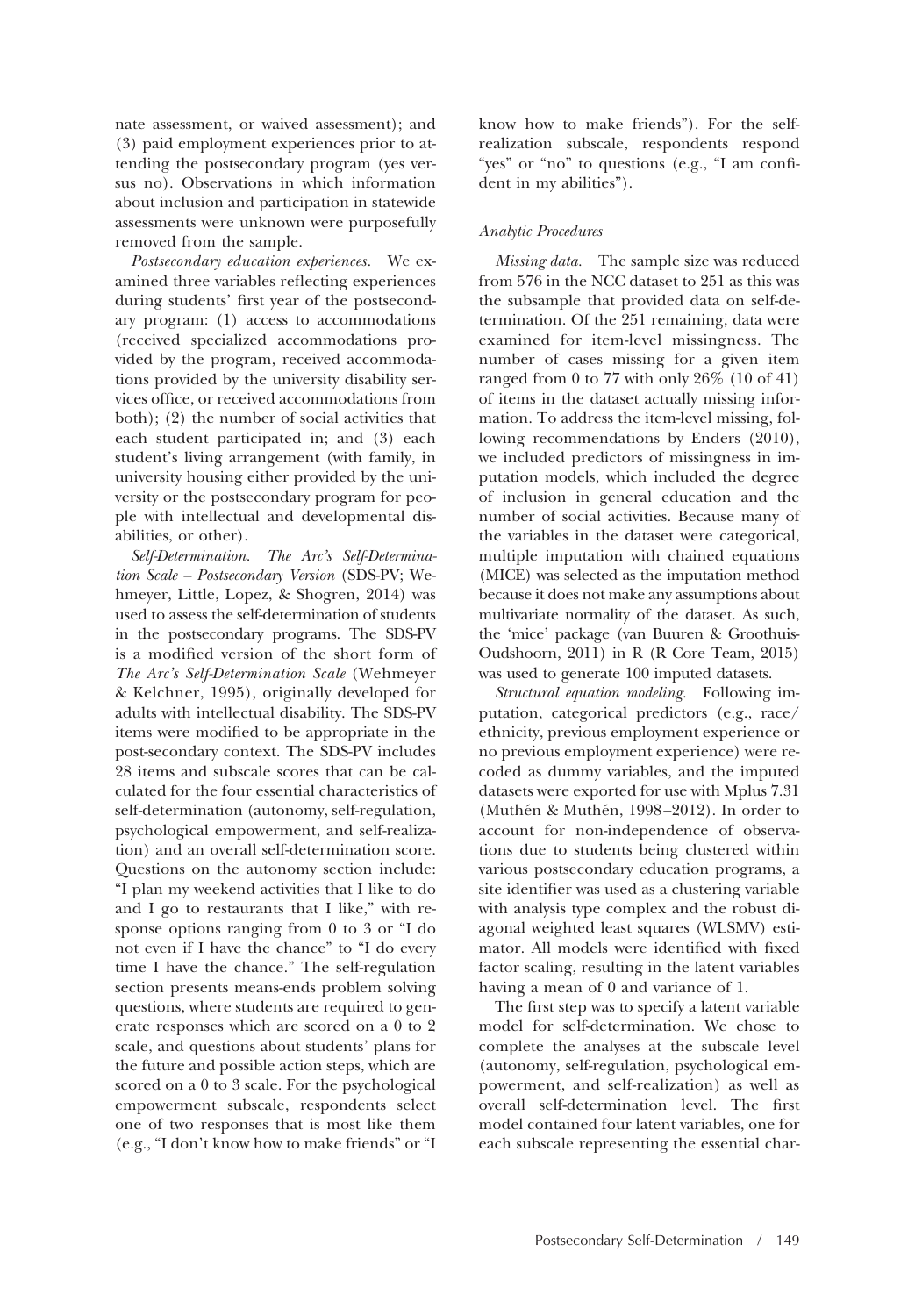nate assessment, or waived assessment); and (3) paid employment experiences prior to attending the postsecondary program (yes versus no). Observations in which information about inclusion and participation in statewide assessments were unknown were purposefully removed from the sample.

*Postsecondary education experiences.* We examined three variables reflecting experiences during students' first year of the postsecondary program: (1) access to accommodations (received specialized accommodations provided by the program, received accommodations provided by the university disability services office, or received accommodations from both); (2) the number of social activities that each student participated in; and (3) each student's living arrangement (with family, in university housing either provided by the university or the postsecondary program for people with intellectual and developmental disabilities, or other).

*Self-Determination. The Arc's Self-Determination Scale – Postsecondary Version* (SDS-PV; Wehmeyer, Little, Lopez, & Shogren, 2014) was used to assess the self-determination of students in the postsecondary programs. The SDS-PV is a modified version of the short form of *The Arc's Self-Determination Scale* (Wehmeyer & Kelchner, 1995), originally developed for adults with intellectual disability. The SDS-PV items were modified to be appropriate in the post-secondary context. The SDS-PV includes 28 items and subscale scores that can be calculated for the four essential characteristics of self-determination (autonomy, self-regulation, psychological empowerment, and self-realization) and an overall self-determination score. Questions on the autonomy section include: "I plan my weekend activities that I like to do and I go to restaurants that I like," with response options ranging from 0 to 3 or "I do not even if I have the chance" to "I do every time I have the chance." The self-regulation section presents means-ends problem solving questions, where students are required to generate responses which are scored on a 0 to 2 scale, and questions about students' plans for the future and possible action steps, which are scored on a 0 to 3 scale. For the psychological empowerment subscale, respondents select one of two responses that is most like them (e.g., "I don't know how to make friends" or "I know how to make friends"). For the self-realization subscale, respondents respond "yes" or "no" to questions (e.g., "I am confident in my abilities").

### *Analytic Procedures*

*Missing data.* The sample size was reduced from 576 in the NCC dataset to 251 as this was the subsample that provided data on self-determination. Of the 251 remaining, data were examined for item-level missingness. The number of cases missing for a given item ranged from 0 to 77 with only 26% (10 of 41) of items in the dataset actually missing information. To address the item-level missing, following recommendations by Enders (2010), we included predictors of missingness in imputation models, which included the degree of inclusion in general education and the number of social activities. Because many of the variables in the dataset were categorical, multiple imputation with chained equations (MICE) was selected as the imputation method because it does not make any assumptions about multivariate normality of the dataset. As such, the 'mice' package (van Buuren & Groothuis-Oudshoorn, 2011) in R (R Core Team, 2015) was used to generate 100 imputed datasets.

*Structural equation modeling.* Following imputation, categorical predictors (e.g., race/ethnicity, previous employment experience or no previous employment experience) were recoded as dummy variables, and the imputed datasets were exported for use with Mplus 7.31 (Muthén & Muthén, 1998–2012). In order to account for non-independence of observations due to students being clustered within various postsecondary education programs, a site identifier was used as a clustering variable with analysis type complex and the robust diagonal weighted least squares (WLSMV) estimator. All models were identified with fixed factor scaling, resulting in the latent variables having a mean of 0 and variance of 1.

The first step was to specify a latent variable model for self-determination. We chose to complete the analyses at the subscale level (autonomy, self-regulation, psychological empowerment, and self-realization) as well as overall self-determination level. The first model contained four latent variables, one for each subscale representing the essential char-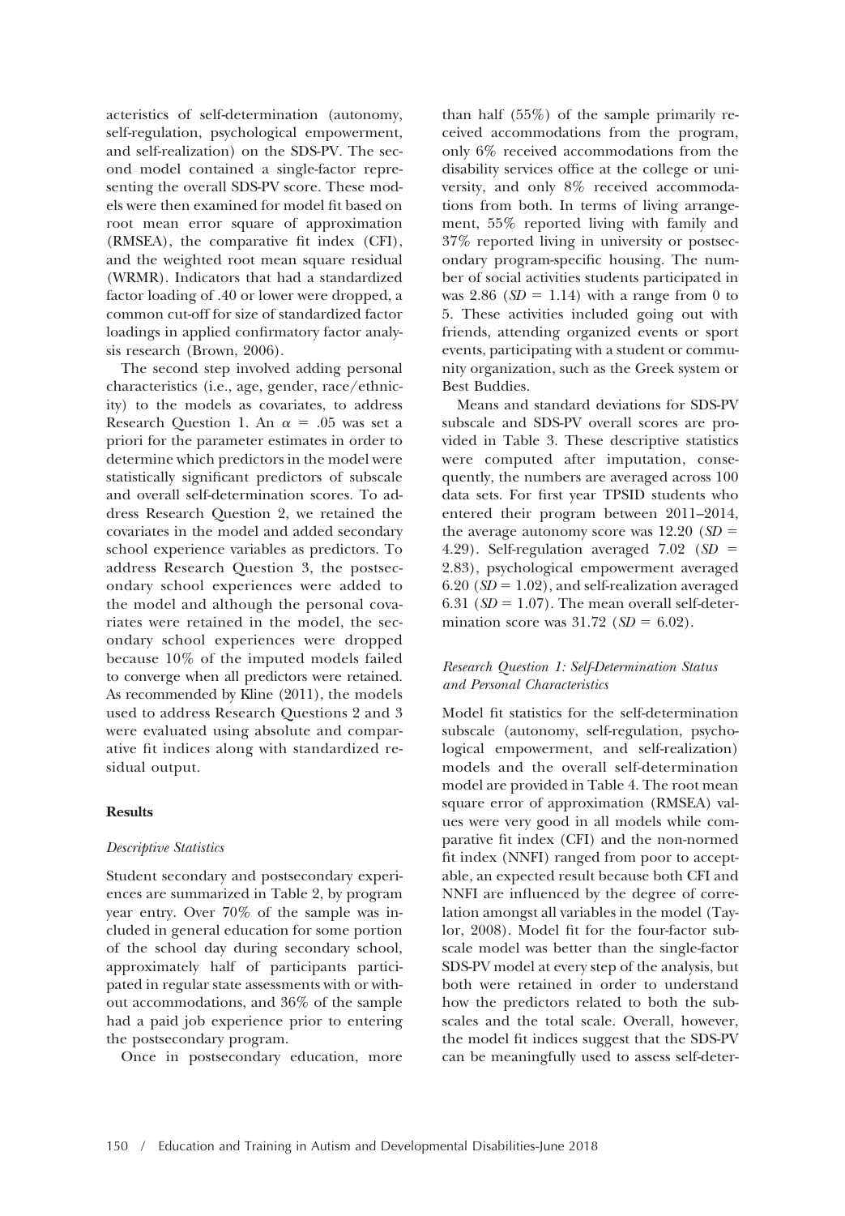acteristics of self-determination (autonomy, self-regulation, psychological empowerment, and self-realization) on the SDS-PV. The second model contained a single-factor representing the overall SDS-PV score. These models were then examined for model fit based on root mean error square of approximation (RMSEA), the comparative fit index (CFI), and the weighted root mean square residual (WRMR). Indicators that had a standardized factor loading of .40 or lower were dropped, a common cut-off for size of standardized factor loadings in applied confirmatory factor analysis research (Brown, 2006).

The second step involved adding personal characteristics (i.e., age, gender, race/ethnicity) to the models as covariates, to address Research Question 1. An $\alpha = .05$ was set a priori for the parameter estimates in order to determine which predictors in the model were statistically significant predictors of subscale and overall self-determination scores. To address Research Question 2, we retained the covariates in the model and added secondary school experience variables as predictors. To address Research Question 3, the postsecondary school experiences were added to the model and although the personal covariates were retained in the model, the secondary school experiences were dropped because 10% of the imputed models failed to converge when all predictors were retained. As recommended by Kline (2011), the models used to address Research Questions 2 and 3 were evaluated using absolute and comparative fit indices along with standardized residual output.

## Results

### *Descriptive Statistics*

Student secondary and postsecondary experiences are summarized in Table 2, by program year entry. Over 70% of the sample was included in general education for some portion of the school day during secondary school, approximately half of participants participated in regular state assessments with or without accommodations, and 36% of the sample had a paid job experience prior to entering the postsecondary program.

Once in postsecondary education, more than half (55%) of the sample primarily received accommodations from the program, only 6% received accommodations from the disability services office at the college or university, and only 8% received accommodations from both. In terms of living arrangement, 55% reported living with family and 37% reported living in university or postsecondary program-specific housing. The number of social activities students participated in was 2.86 ($SD = 1.14$) with a range from 0 to 5. These activities included going out with friends, attending organized events or sport events, participating with a student or community organization, such as the Greek system or Best Buddies.

Means and standard deviations for SDS-PV subscale and SDS-PV overall scores are provided in Table 3. These descriptive statistics were computed after imputation, consequently, the numbers are averaged across 100 data sets. For first year TPSID students who entered their program between 2011–2014, the average autonomy score was 12.20 ($SD = 4.29$). Self-regulation averaged 7.02 ($SD = 2.83$), psychological empowerment averaged 6.20 ($SD = 1.02$), and self-realization averaged 6.31 ($SD = 1.07$). The mean overall self-determination score was 31.72 ($SD = 6.02$).

### *Research Question 1: Self-Determination Status and Personal Characteristics*

Model fit statistics for the self-determination subscale (autonomy, self-regulation, psychological empowerment, and self-realization) models and the overall self-determination model are provided in Table 4. The root mean square error of approximation (RMSEA) values were very good in all models while comparative fit index (CFI) and the non-normed fit index (NNFI) ranged from poor to acceptable, an expected result because both CFI and NNFI are influenced by the degree of correlation amongst all variables in the model (Taylor, 2008). Model fit for the four-factor subscale model was better than the single-factor SDS-PV model at every step of the analysis, but both were retained in order to understand how the predictors related to both the subscales and the total scale. Overall, however, the model fit indices suggest that the SDS-PV can be meaningfully used to assess self-deter-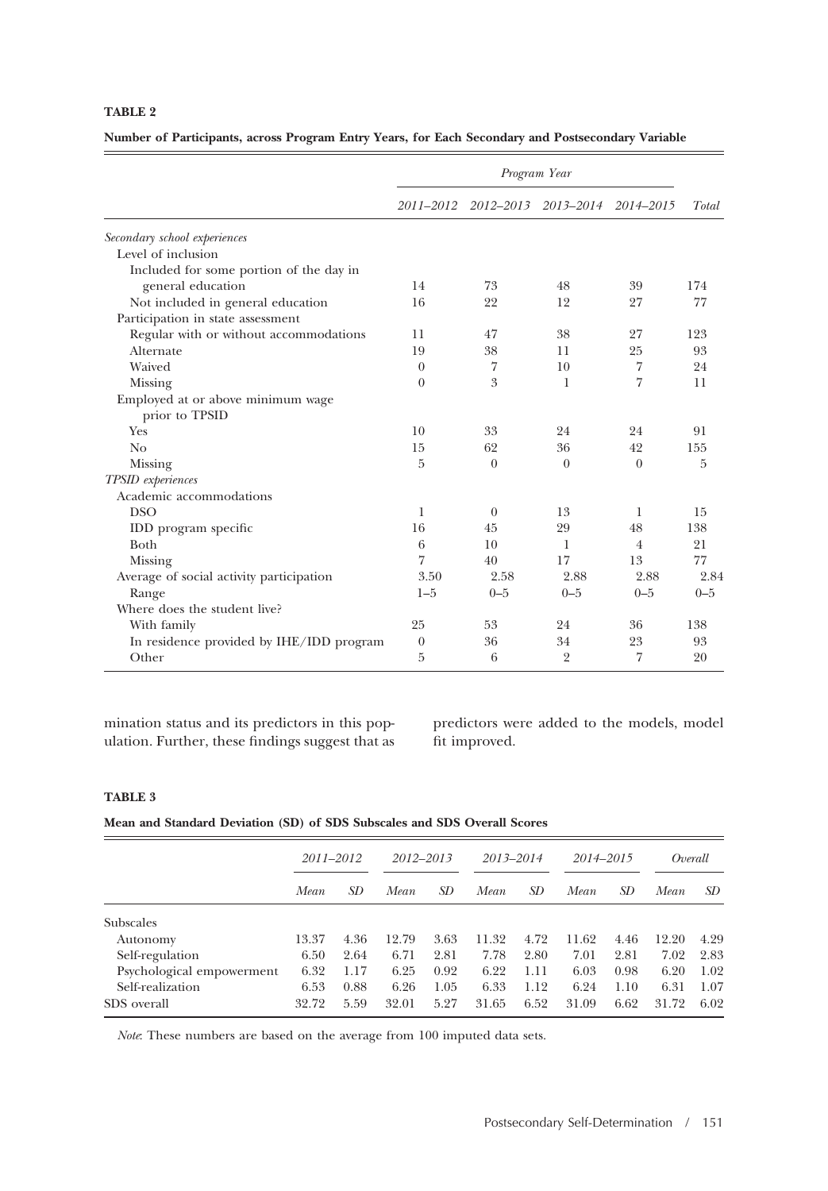**TABLE 2**

**Number of Participants, across Program Entry Years, for Each Secondary and Postsecondary Variable**

| | *Program Year* | | | | |
|---|---|---|---|---|---|
| | *2011–2012* | *2012–2013* | *2013–2014* | *2014–2015* | *Total* |
| *Secondary school experiences* | | | | | |
| Level of inclusion | | | | | |
| Included for some portion of the day in general education | 14 | 73 | 48 | 39 | 174 |
| Not included in general education | 16 | 22 | 12 | 27 | 77 |
| Participation in state assessment | | | | | |
| Regular with or without accommodations | 11 | 47 | 38 | 27 | 123 |
| Alternate | 19 | 38 | 11 | 25 | 93 |
| Waived | 0 | 7 | 10 | 7 | 24 |
| Missing | 0 | 3 | 1 | 7 | 11 |
| Employed at or above minimum wage prior to TPSID | | | | | |
| Yes | 10 | 33 | 24 | 24 | 91 |
| No | 15 | 62 | 36 | 42 | 155 |
| Missing | 5 | 0 | 0 | 0 | 5 |
| *TPSID experiences* | | | | | |
| Academic accommodations | | | | | |
| DSO | 1 | 0 | 13 | 1 | 15 |
| IDD program specific | 16 | 45 | 29 | 48 | 138 |
| Both | 6 | 10 | 1 | 4 | 21 |
| Missing | 7 | 40 | 17 | 13 | 77 |
| Average of social activity participation | 3.50 | 2.58 | 2.88 | 2.88 | 2.84 |
| Range | 1–5 | 0–5 | 0–5 | 0–5 | 0–5 |
| Where does the student live? | | | | | |
| With family | 25 | 53 | 24 | 36 | 138 |
| In residence provided by IHE/IDD program | 0 | 36 | 34 | 23 | 93 |
| Other | 5 | 6 | 2 | 7 | 20 |

mination status and its predictors in this population. Further, these findings suggest that as predictors were added to the models, model fit improved.

**TABLE 3**

**Mean and Standard Deviation (SD) of SDS Subscales and SDS Overall Scores**

| | *2011–2012* | | *2012–2013* | | *2013–2014* | | *2014–2015* | | *Overall* | |
|---|---|---|---|---|---|---|---|---|---|---|
| | *Mean* | *SD* | *Mean* | *SD* | *Mean* | *SD* | *Mean* | *SD* | *Mean* | *SD* |
| Subscales | | | | | | | | | | |
| Autonomy | 13.37 | 4.36 | 12.79 | 3.63 | 11.32 | 4.72 | 11.62 | 4.46 | 12.20 | 4.29 |
| Self-regulation | 6.50 | 2.64 | 6.71 | 2.81 | 7.78 | 2.80 | 7.01 | 2.81 | 7.02 | 2.83 |
| Psychological empowerment | 6.32 | 1.17 | 6.25 | 0.92 | 6.22 | 1.11 | 6.03 | 0.98 | 6.20 | 1.02 |
| Self-realization | 6.53 | 0.88 | 6.26 | 1.05 | 6.33 | 1.12 | 6.24 | 1.10 | 6.31 | 1.07 |
| SDS overall | 32.72 | 5.59 | 32.01 | 5.27 | 31.65 | 6.52 | 31.09 | 6.62 | 31.72 | 6.02 |

*Note*: These numbers are based on the average from 100 imputed data sets.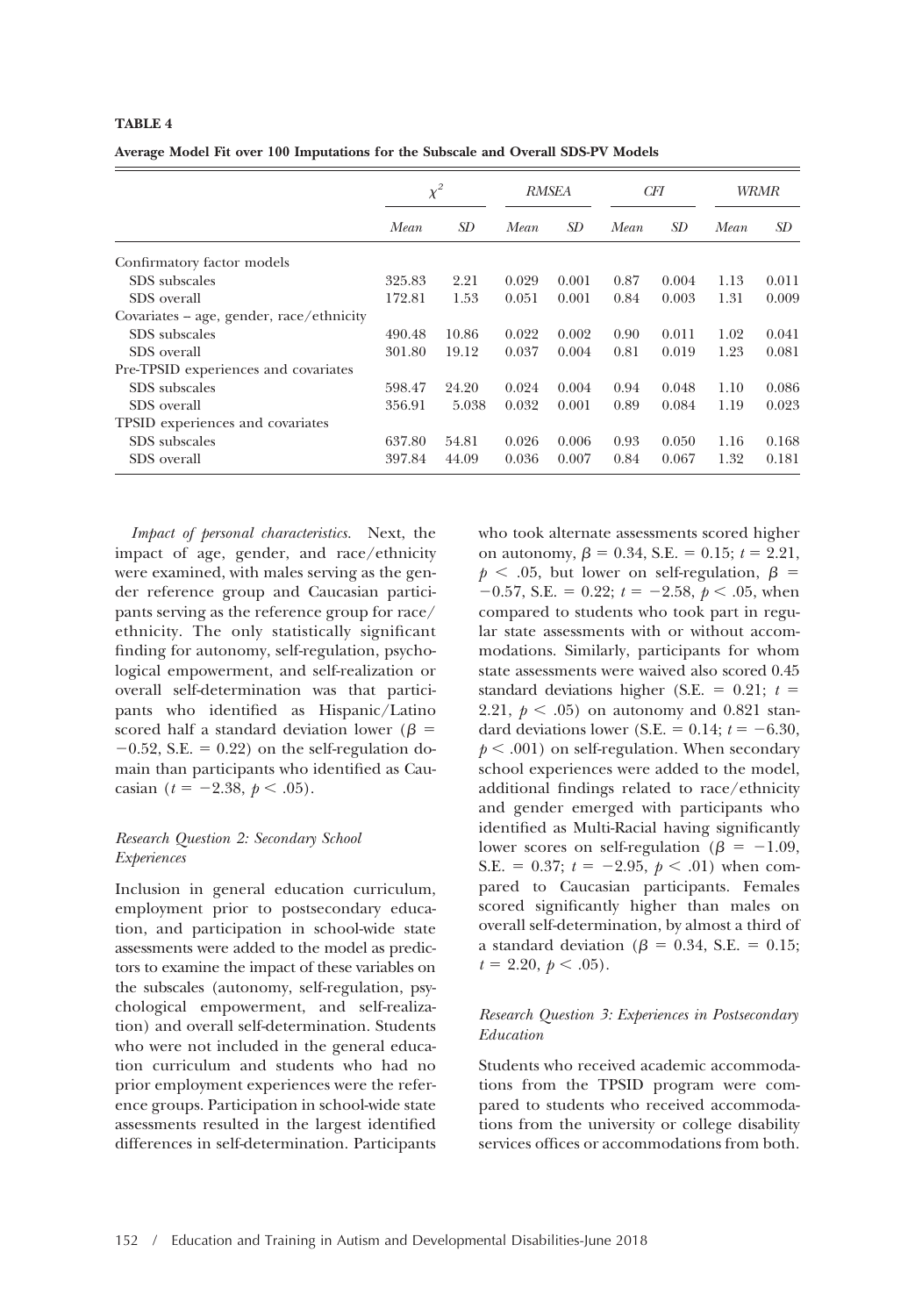**TABLE 4**

**Average Model Fit over 100 Imputations for the Subscale and Overall SDS-PV Models**

| | $\chi^2$ | | *RMSEA* | | *CFI* | | *WRMR* | |
|---|---|---|---|---|---|---|---|---|
| | *Mean* | *SD* | *Mean* | *SD* | *Mean* | *SD* | *Mean* | *SD* |
| Confirmatory factor models | | | | | | | | |
| SDS subscales | 325.83 | 2.21 | 0.029 | 0.001 | 0.87 | 0.004 | 1.13 | 0.011 |
| SDS overall | 172.81 | 1.53 | 0.051 | 0.001 | 0.84 | 0.003 | 1.31 | 0.009 |
| Covariates – age, gender, race/ethnicity | | | | | | | | |
| SDS subscales | 490.48 | 10.86 | 0.022 | 0.002 | 0.90 | 0.011 | 1.02 | 0.041 |
| SDS overall | 301.80 | 19.12 | 0.037 | 0.004 | 0.81 | 0.019 | 1.23 | 0.081 |
| Pre-TPSID experiences and covariates | | | | | | | | |
| SDS subscales | 598.47 | 24.20 | 0.024 | 0.004 | 0.94 | 0.048 | 1.10 | 0.086 |
| SDS overall | 356.91 | 5.038 | 0.032 | 0.001 | 0.89 | 0.084 | 1.19 | 0.023 |
| TPSID experiences and covariates | | | | | | | | |
| SDS subscales | 637.80 | 54.81 | 0.026 | 0.006 | 0.93 | 0.050 | 1.16 | 0.168 |
| SDS overall | 397.84 | 44.09 | 0.036 | 0.007 | 0.84 | 0.067 | 1.32 | 0.181 |

*Impact of personal characteristics.* Next, the impact of age, gender, and race/ethnicity were examined, with males serving as the gender reference group and Caucasian participants serving as the reference group for race/ethnicity. The only statistically significant finding for autonomy, self-regulation, psychological empowerment, and self-realization or overall self-determination was that participants who identified as Hispanic/Latino scored half a standard deviation lower ($\beta = -0.52$, S.E. $= 0.22$) on the self-regulation domain than participants who identified as Caucasian ($t = -2.38$, $p < .05$).

### *Research Question 2: Secondary School Experiences*

Inclusion in general education curriculum, employment prior to postsecondary education, and participation in school-wide state assessments were added to the model as predictors to examine the impact of these variables on the subscales (autonomy, self-regulation, psychological empowerment, and self-realization) and overall self-determination. Students who were not included in the general education curriculum and students who had no prior employment experiences were the reference groups. Participation in school-wide state assessments resulted in the largest identified differences in self-determination. Participants who took alternate assessments scored higher on autonomy, $\beta = 0.34$, S.E. $= 0.15$; $t = 2.21$, $p < .05$, but lower on self-regulation, $\beta = -0.57$, S.E. $= 0.22$; $t = -2.58$, $p < .05$, when compared to students who took part in regular state assessments with or without accommodations. Similarly, participants for whom state assessments were waived also scored 0.45 standard deviations higher (S.E. $= 0.21$; $t = 2.21$, $p < .05$) on autonomy and 0.821 standard deviations lower (S.E. $= 0.14$; $t = -6.30$, $p < .001$) on self-regulation. When secondary school experiences were added to the model, additional findings related to race/ethnicity and gender emerged with participants who identified as Multi-Racial having significantly lower scores on self-regulation ($\beta = -1.09$, S.E. $= 0.37$; $t = -2.95$, $p < .01$) when compared to Caucasian participants. Females scored significantly higher than males on overall self-determination, by almost a third of a standard deviation ($\beta = 0.34$, S.E. $= 0.15$; $t = 2.20$, $p < .05$).

### *Research Question 3: Experiences in Postsecondary Education*

Students who received academic accommodations from the TPSID program were compared to students who received accommodations from the university or college disability services offices or accommodations from both.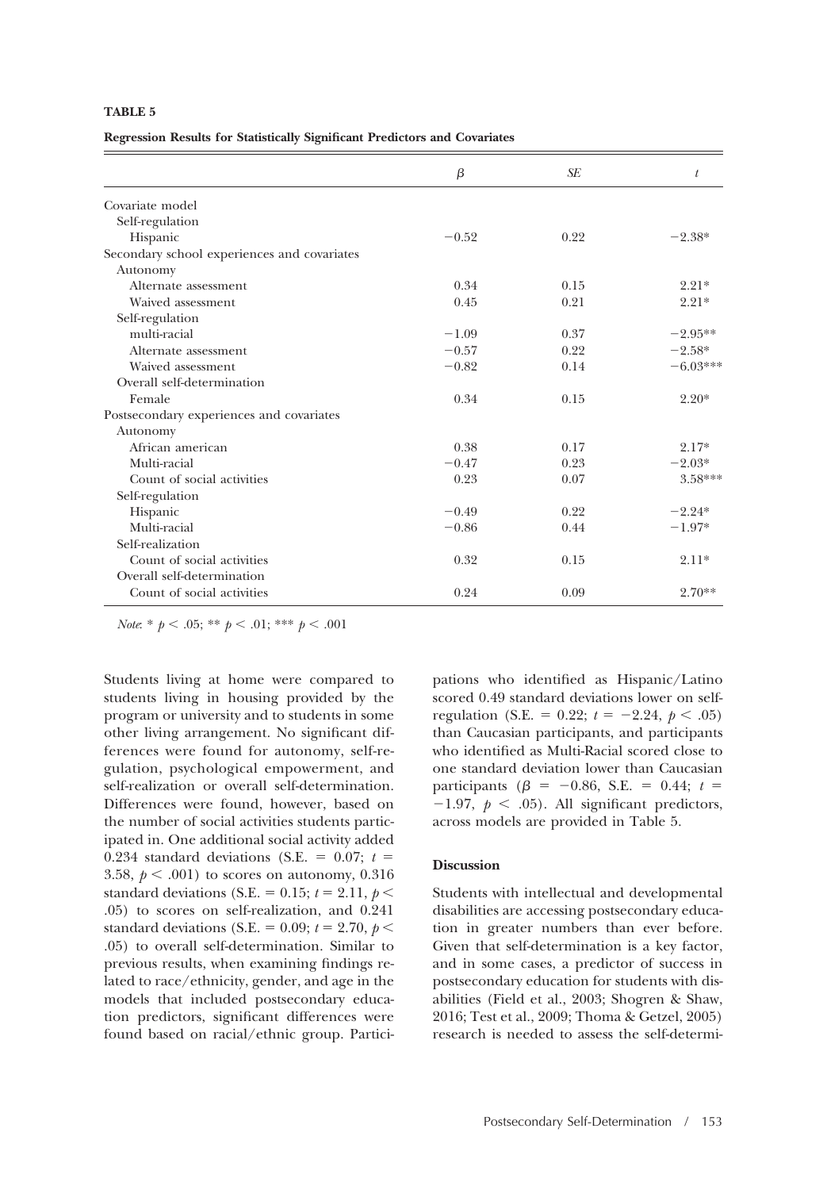**TABLE 5**

**Regression Results for Statistically Significant Predictors and Covariates**

| | β | *SE* | *t* |
|---|---|---|---|
| Covariate model | | | |
| Self-regulation | | | |
| Hispanic | −0.52 | 0.22 | −2.38* |
| Secondary school experiences and covariates | | | |
| Autonomy | | | |
| Alternate assessment | 0.34 | 0.15 | 2.21* |
| Waived assessment | 0.45 | 0.21 | 2.21* |
| Self-regulation | | | |
| multi-racial | −1.09 | 0.37 | −2.95** |
| Alternate assessment | −0.57 | 0.22 | −2.58* |
| Waived assessment | −0.82 | 0.14 | −6.03*** |
| Overall self-determination | | | |
| Female | 0.34 | 0.15 | 2.20* |
| Postsecondary experiences and covariates | | | |
| Autonomy | | | |
| African american | 0.38 | 0.17 | 2.17* |
| Multi-racial | −0.47 | 0.23 | −2.03* |
| Count of social activities | 0.23 | 0.07 | 3.58*** |
| Self-regulation | | | |
| Hispanic | −0.49 | 0.22 | −2.24* |
| Multi-racial | −0.86 | 0.44 | −1.97* |
| Self-realization | | | |
| Count of social activities | 0.32 | 0.15 | 2.11* |
| Overall self-determination | | | |
| Count of social activities | 0.24 | 0.09 | 2.70** |

*Note*: * $p < .05$; ** $p < .01$; *** $p < .001$

Students living at home were compared to students living in housing provided by the program or university and to students in some other living arrangement. No significant differences were found for autonomy, self-regulation, psychological empowerment, and self-realization or overall self-determination. Differences were found, however, based on the number of social activities students participated in. One additional social activity added 0.234 standard deviations (S.E. = 0.07; $t = 3.58$, $p < .001$) to scores on autonomy, 0.316 standard deviations (S.E. = 0.15; $t = 2.11$, $p < .05$) to scores on self-realization, and 0.241 standard deviations (S.E. = 0.09; $t = 2.70$, $p < .05$) to overall self-determination. Similar to previous results, when examining findings related to race/ethnicity, gender, and age in the models that included postsecondary education predictors, significant differences were found based on racial/ethnic group. Participations who identified as Hispanic/Latino scored 0.49 standard deviations lower on self-regulation (S.E. = 0.22; $t = -2.24$, $p < .05$) than Caucasian participants, and participants who identified as Multi-Racial scored close to one standard deviation lower than Caucasian participants ($\beta = -0.86$, S.E. = 0.44; $t = -1.97$, $p < .05$). All significant predictors, across models are provided in Table 5.

### Discussion

Students with intellectual and developmental disabilities are accessing postsecondary education in greater numbers than ever before. Given that self-determination is a key factor, and in some cases, a predictor of success in postsecondary education for students with disabilities (Field et al., 2003; Shogren & Shaw, 2016; Test et al., 2009; Thoma & Getzel, 2005) research is needed to assess the self-determi-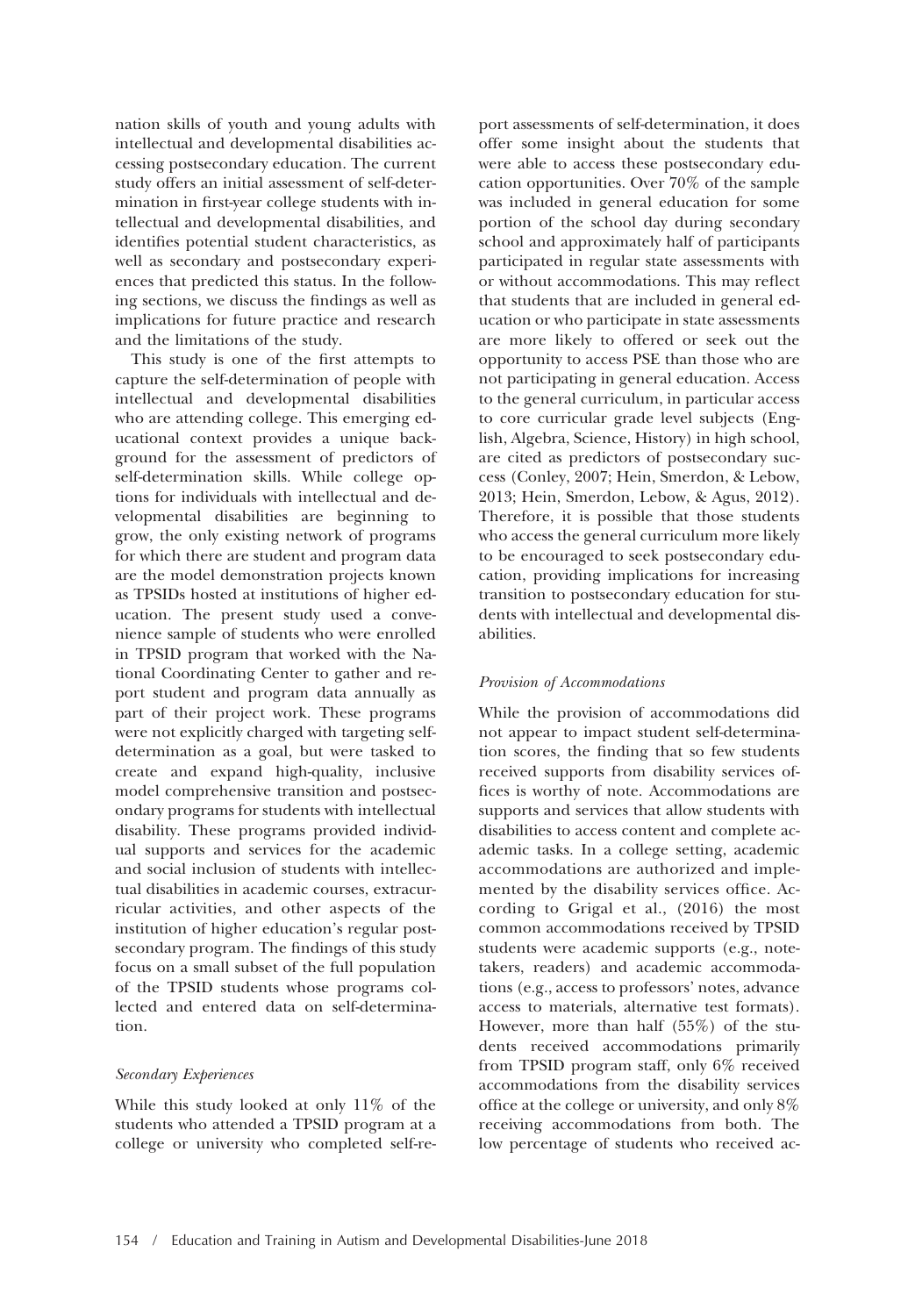nation skills of youth and young adults with intellectual and developmental disabilities accessing postsecondary education. The current study offers an initial assessment of self-determination in first-year college students with intellectual and developmental disabilities, and identifies potential student characteristics, as well as secondary and postsecondary experiences that predicted this status. In the following sections, we discuss the findings as well as implications for future practice and research and the limitations of the study.

This study is one of the first attempts to capture the self-determination of people with intellectual and developmental disabilities who are attending college. This emerging educational context provides a unique background for the assessment of predictors of self-determination skills. While college options for individuals with intellectual and developmental disabilities are beginning to grow, the only existing network of programs for which there are student and program data are the model demonstration projects known as TPSIDs hosted at institutions of higher education. The present study used a convenience sample of students who were enrolled in TPSID program that worked with the National Coordinating Center to gather and report student and program data annually as part of their project work. These programs were not explicitly charged with targeting self-determination as a goal, but were tasked to create and expand high-quality, inclusive model comprehensive transition and postsecondary programs for students with intellectual disability. These programs provided individual supports and services for the academic and social inclusion of students with intellectual disabilities in academic courses, extracurricular activities, and other aspects of the institution of higher education's regular postsecondary program. The findings of this study focus on a small subset of the full population of the TPSID students whose programs collected and entered data on self-determination.

### *Secondary Experiences*

While this study looked at only 11% of the students who attended a TPSID program at a college or university who completed self-report assessments of self-determination, it does offer some insight about the students that were able to access these postsecondary education opportunities. Over 70% of the sample was included in general education for some portion of the school day during secondary school and approximately half of participants participated in regular state assessments with or without accommodations. This may reflect that students that are included in general education or who participate in state assessments are more likely to offered or seek out the opportunity to access PSE than those who are not participating in general education. Access to the general curriculum, in particular access to core curricular grade level subjects (English, Algebra, Science, History) in high school, are cited as predictors of postsecondary success (Conley, 2007; Hein, Smerdon, & Lebow, 2013; Hein, Smerdon, Lebow, & Agus, 2012). Therefore, it is possible that those students who access the general curriculum more likely to be encouraged to seek postsecondary education, providing implications for increasing transition to postsecondary education for students with intellectual and developmental disabilities.

### *Provision of Accommodations*

While the provision of accommodations did not appear to impact student self-determination scores, the finding that so few students received supports from disability services offices is worthy of note. Accommodations are supports and services that allow students with disabilities to access content and complete academic tasks. In a college setting, academic accommodations are authorized and implemented by the disability services office. According to Grigal et al., (2016) the most common accommodations received by TPSID students were academic supports (e.g., notetakers, readers) and academic accommodations (e.g., access to professors' notes, advance access to materials, alternative test formats). However, more than half (55%) of the students received accommodations primarily from TPSID program staff, only 6% received accommodations from the disability services office at the college or university, and only 8% receiving accommodations from both. The low percentage of students who received ac-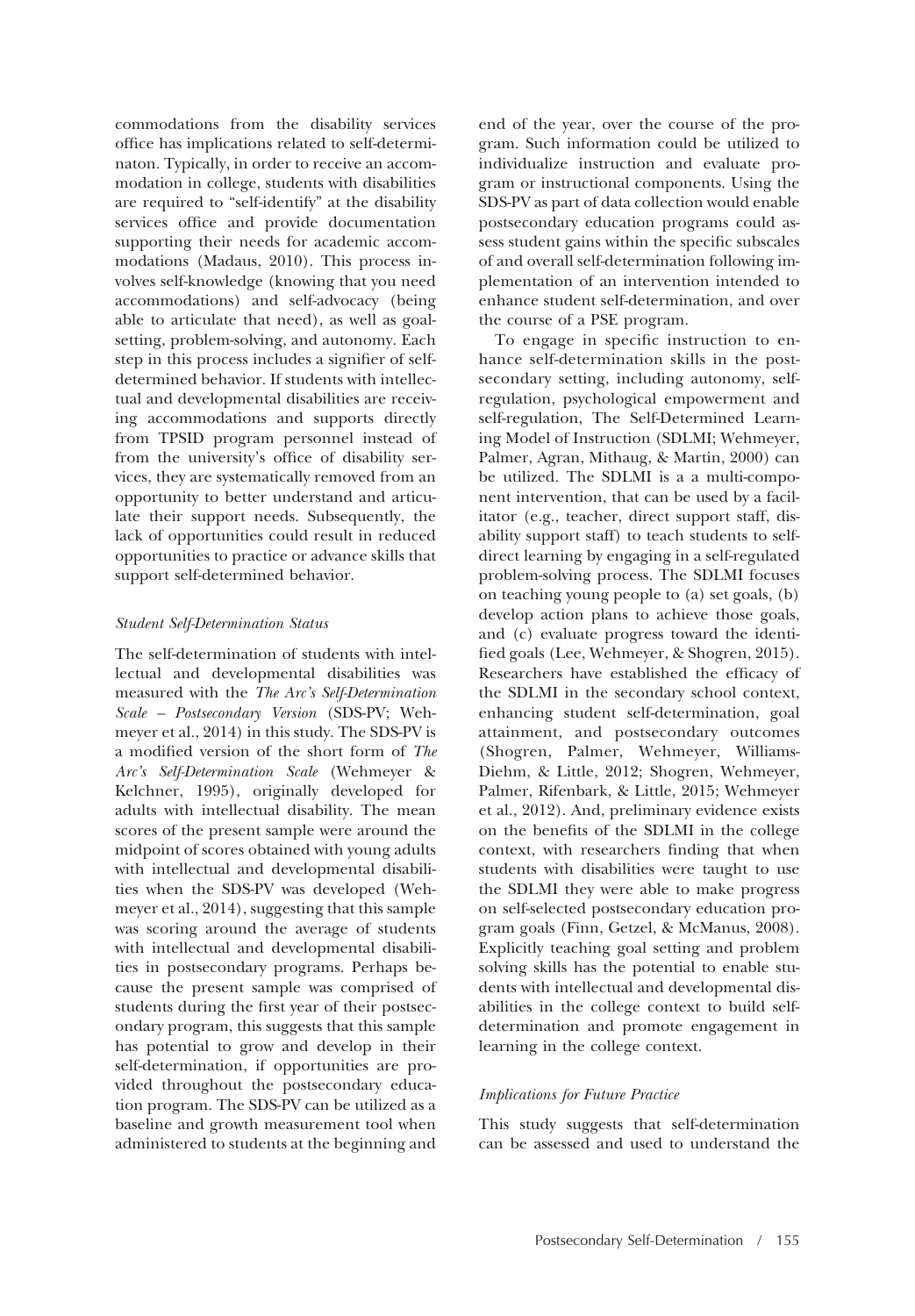commodations from the disability services office has implications related to self-determinaton. Typically, in order to receive an accommodation in college, students with disabilities are required to "self-identify" at the disability services office and provide documentation supporting their needs for academic accommodations (Madaus, 2010). This process involves self-knowledge (knowing that you need accommodations) and self-advocacy (being able to articulate that need), as well as goal-setting, problem-solving, and autonomy. Each step in this process includes a signifier of self-determined behavior. If students with intellectual and developmental disabilities are receiving accommodations and supports directly from TPSID program personnel instead of from the university's office of disability services, they are systematically removed from an opportunity to better understand and articulate their support needs. Subsequently, the lack of opportunities could result in reduced opportunities to practice or advance skills that support self-determined behavior.

### *Student Self-Determination Status*

The self-determination of students with intellectual and developmental disabilities was measured with the *The Arc's Self-Determination Scale – Postsecondary Version* (SDS-PV; Wehmeyer et al., 2014) in this study. The SDS-PV is a modified version of the short form of *The Arc's Self-Determination Scale* (Wehmeyer & Kelchner, 1995), originally developed for adults with intellectual disability. The mean scores of the present sample were around the midpoint of scores obtained with young adults with intellectual and developmental disabilities when the SDS-PV was developed (Wehmeyer et al., 2014), suggesting that this sample was scoring around the average of students with intellectual and developmental disabilities in postsecondary programs. Perhaps because the present sample was comprised of students during the first year of their postsecondary program, this suggests that this sample has potential to grow and develop in their self-determination, if opportunities are provided throughout the postsecondary education program. The SDS-PV can be utilized as a baseline and growth measurement tool when administered to students at the beginning and end of the year, over the course of the program. Such information could be utilized to individualize instruction and evaluate program or instructional components. Using the SDS-PV as part of data collection would enable postsecondary education programs could assess student gains within the specific subscales of and overall self-determination following implementation of an intervention intended to enhance student self-determination, and over the course of a PSE program.

To engage in specific instruction to enhance self-determination skills in the postsecondary setting, including autonomy, self-regulation, psychological empowerment and self-regulation, The Self-Determined Learning Model of Instruction (SDLMI; Wehmeyer, Palmer, Agran, Mithaug, & Martin, 2000) can be utilized. The SDLMI is a a multi-component intervention, that can be used by a facilitator (e.g., teacher, direct support staff, disability support staff) to teach students to self-direct learning by engaging in a self-regulated problem-solving process. The SDLMI focuses on teaching young people to (a) set goals, (b) develop action plans to achieve those goals, and (c) evaluate progress toward the identified goals (Lee, Wehmeyer, & Shogren, 2015). Researchers have established the efficacy of the SDLMI in the secondary school context, enhancing student self-determination, goal attainment, and postsecondary outcomes (Shogren, Palmer, Wehmeyer, Williams-Diehm, & Little, 2012; Shogren, Wehmeyer, Palmer, Rifenbark, & Little, 2015; Wehmeyer et al., 2012). And, preliminary evidence exists on the benefits of the SDLMI in the college context, with researchers finding that when students with disabilities were taught to use the SDLMI they were able to make progress on self-selected postsecondary education program goals (Finn, Getzel, & McManus, 2008). Explicitly teaching goal setting and problem solving skills has the potential to enable students with intellectual and developmental disabilities in the college context to build self-determination and promote engagement in learning in the college context.

### *Implications for Future Practice*

This study suggests that self-determination can be assessed and used to understand the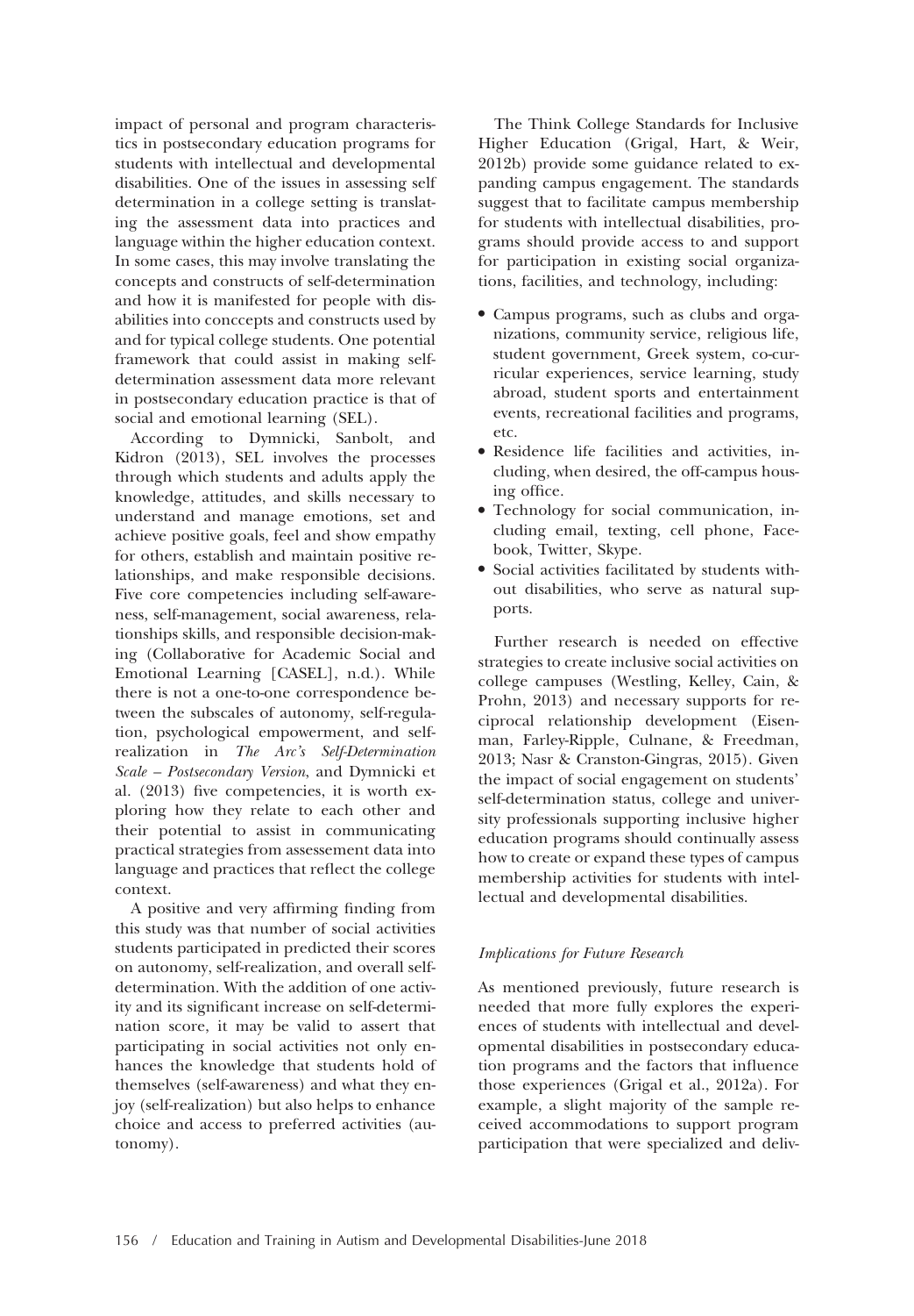impact of personal and program characteristics in postsecondary education programs for students with intellectual and developmental disabilities. One of the issues in assessing self determination in a college setting is translating the assessment data into practices and language within the higher education context. In some cases, this may involve translating the concepts and constructs of self-determination and how it is manifested for people with disabilities into conccepts and constructs used by and for typical college students. One potential framework that could assist in making self-determination assessment data more relevant in postsecondary education practice is that of social and emotional learning (SEL).

According to Dymnicki, Sanbolt, and Kidron (2013), SEL involves the processes through which students and adults apply the knowledge, attitudes, and skills necessary to understand and manage emotions, set and achieve positive goals, feel and show empathy for others, establish and maintain positive relationships, and make responsible decisions. Five core competencies including self-awareness, self-management, social awareness, relationships skills, and responsible decision-making (Collaborative for Academic Social and Emotional Learning [CASEL], n.d.). While there is not a one-to-one correspondence between the subscales of autonomy, self-regulation, psychological empowerment, and self-realization in *The Arc's Self-Determination Scale – Postsecondary Version*, and Dymnicki et al. (2013) five competencies, it is worth exploring how they relate to each other and their potential to assist in communicating practical strategies from assessement data into language and practices that reflect the college context.

A positive and very affirming finding from this study was that number of social activities students participated in predicted their scores on autonomy, self-realization, and overall self-determination. With the addition of one activity and its significant increase on self-determination score, it may be valid to assert that participating in social activities not only enhances the knowledge that students hold of themselves (self-awareness) and what they enjoy (self-realization) but also helps to enhance choice and access to preferred activities (autonomy).

The Think College Standards for Inclusive Higher Education (Grigal, Hart, & Weir, 2012b) provide some guidance related to expanding campus engagement. The standards suggest that to facilitate campus membership for students with intellectual disabilities, programs should provide access to and support for participation in existing social organizations, facilities, and technology, including:

- Campus programs, such as clubs and organizations, community service, religious life, student government, Greek system, co-curricular experiences, service learning, study abroad, student sports and entertainment events, recreational facilities and programs, etc.
- Residence life facilities and activities, including, when desired, the off-campus housing office.
- Technology for social communication, including email, texting, cell phone, Facebook, Twitter, Skype.
- Social activities facilitated by students without disabilities, who serve as natural supports.

Further research is needed on effective strategies to create inclusive social activities on college campuses (Westling, Kelley, Cain, & Prohn, 2013) and necessary supports for reciprocal relationship development (Eisenman, Farley-Ripple, Culnane, & Freedman, 2013; Nasr & Cranston-Gingras, 2015). Given the impact of social engagement on students' self-determination status, college and university professionals supporting inclusive higher education programs should continually assess how to create or expand these types of campus membership activities for students with intellectual and developmental disabilities.

### *Implications for Future Research*

As mentioned previously, future research is needed that more fully explores the experiences of students with intellectual and developmental disabilities in postsecondary education programs and the factors that influence those experiences (Grigal et al., 2012a). For example, a slight majority of the sample received accommodations to support program participation that were specialized and deliv-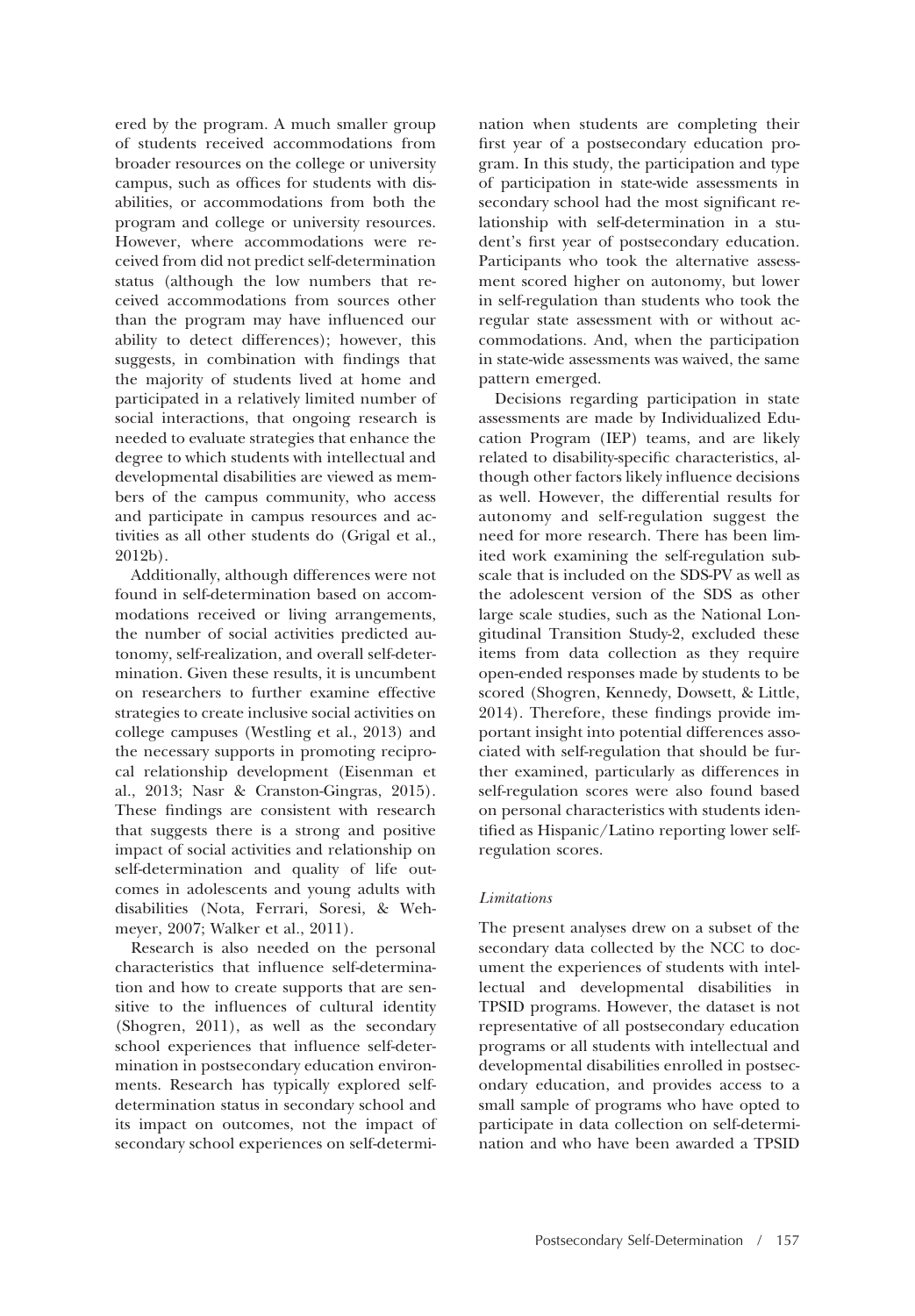ered by the program. A much smaller group of students received accommodations from broader resources on the college or university campus, such as offices for students with disabilities, or accommodations from both the program and college or university resources. However, where accommodations were received from did not predict self-determination status (although the low numbers that received accommodations from sources other than the program may have influenced our ability to detect differences); however, this suggests, in combination with findings that the majority of students lived at home and participated in a relatively limited number of social interactions, that ongoing research is needed to evaluate strategies that enhance the degree to which students with intellectual and developmental disabilities are viewed as members of the campus community, who access and participate in campus resources and activities as all other students do (Grigal et al., 2012b).

Additionally, although differences were not found in self-determination based on accommodations received or living arrangements, the number of social activities predicted autonomy, self-realization, and overall self-determination. Given these results, it is uncumbent on researchers to further examine effective strategies to create inclusive social activities on college campuses (Westling et al., 2013) and the necessary supports in promoting reciprocal relationship development (Eisenman et al., 2013; Nasr & Cranston-Gingras, 2015). These findings are consistent with research that suggests there is a strong and positive impact of social activities and relationship on self-determination and quality of life outcomes in adolescents and young adults with disabilities (Nota, Ferrari, Soresi, & Wehmeyer, 2007; Walker et al., 2011).

Research is also needed on the personal characteristics that influence self-determination and how to create supports that are sensitive to the influences of cultural identity (Shogren, 2011), as well as the secondary school experiences that influence self-determination in postsecondary education environments. Research has typically explored self-determination status in secondary school and its impact on outcomes, not the impact of secondary school experiences on self-determination when students are completing their first year of a postsecondary education program. In this study, the participation and type of participation in state-wide assessments in secondary school had the most significant relationship with self-determination in a student's first year of postsecondary education. Participants who took the alternative assessment scored higher on autonomy, but lower in self-regulation than students who took the regular state assessment with or without accommodations. And, when the participation in state-wide assessments was waived, the same pattern emerged.

Decisions regarding participation in state assessments are made by Individualized Education Program (IEP) teams, and are likely related to disability-specific characteristics, although other factors likely influence decisions as well. However, the differential results for autonomy and self-regulation suggest the need for more research. There has been limited work examining the self-regulation subscale that is included on the SDS-PV as well as the adolescent version of the SDS as other large scale studies, such as the National Longitudinal Transition Study-2, excluded these items from data collection as they require open-ended responses made by students to be scored (Shogren, Kennedy, Dowsett, & Little, 2014). Therefore, these findings provide important insight into potential differences associated with self-regulation that should be further examined, particularly as differences in self-regulation scores were also found based on personal characteristics with students identified as Hispanic/Latino reporting lower self-regulation scores.

### *Limitations*

The present analyses drew on a subset of the secondary data collected by the NCC to document the experiences of students with intellectual and developmental disabilities in TPSID programs. However, the dataset is not representative of all postsecondary education programs or all students with intellectual and developmental disabilities enrolled in postsecondary education, and provides access to a small sample of programs who have opted to participate in data collection on self-determination and who have been awarded a TPSID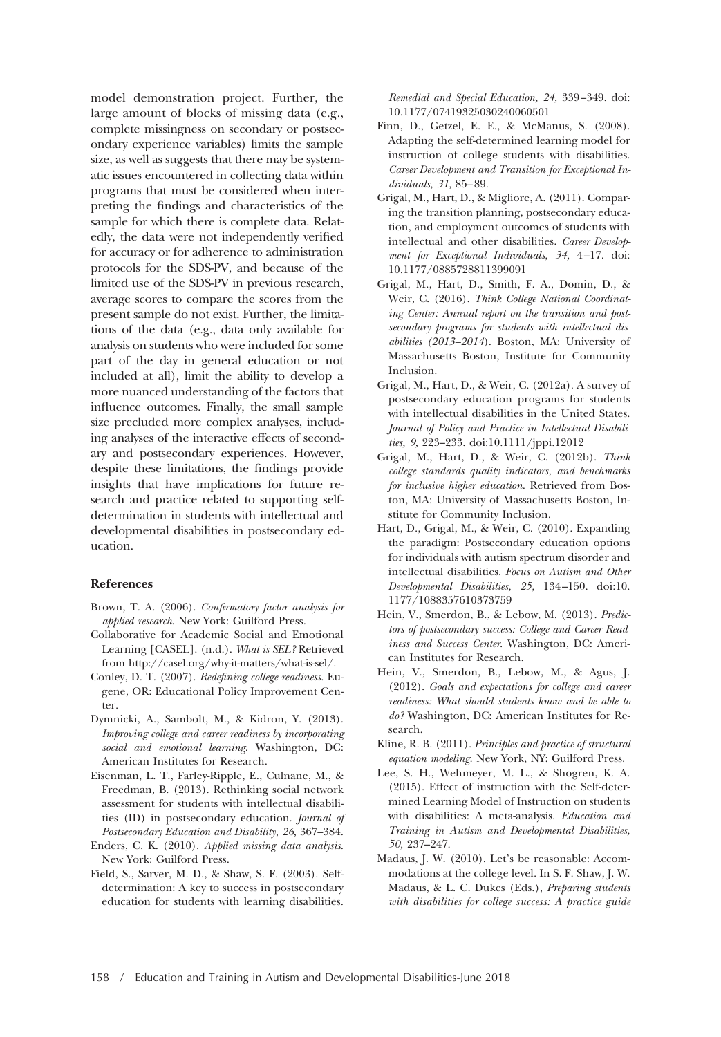model demonstration project. Further, the large amount of blocks of missing data (e.g., complete missingness on secondary or postsecondary experience variables) limits the sample size, as well as suggests that there may be systematic issues encountered in collecting data within programs that must be considered when interpreting the findings and characteristics of the sample for which there is complete data. Relatedly, the data were not independently verified for accuracy or for adherence to administration protocols for the SDS-PV, and because of the limited use of the SDS-PV in previous research, average scores to compare the scores from the present sample do not exist. Further, the limitations of the data (e.g., data only available for analysis on students who were included for some part of the day in general education or not included at all), limit the ability to develop a more nuanced understanding of the factors that influence outcomes. Finally, the small sample size precluded more complex analyses, including analyses of the interactive effects of secondary and postsecondary experiences. However, despite these limitations, the findings provide insights that have implications for future research and practice related to supporting self-determination in students with intellectual and developmental disabilities in postsecondary education.

#### References

Brown, T. A. (2006). *Confirmatory factor analysis for applied research*. New York: Guilford Press.

Collaborative for Academic Social and Emotional Learning [CASEL]. (n.d.). *What is SEL?* Retrieved from http://casel.org/why-it-matters/what-is-sel/.

Conley, D. T. (2007). *Redefining college readiness*. Eugene, OR: Educational Policy Improvement Center.

Dymnicki, A., Sambolt, M., & Kidron, Y. (2013). *Improving college and career readiness by incorporating social and emotional learning*. Washington, DC: American Institutes for Research.

Eisenman, L. T., Farley-Ripple, E., Culnane, M., & Freedman, B. (2013). Rethinking social network assessment for students with intellectual disabilities (ID) in postsecondary education. *Journal of Postsecondary Education and Disability, 26,* 367–384.

Enders, C. K. (2010). *Applied missing data analysis*. New York: Guilford Press.

Field, S., Sarver, M. D., & Shaw, S. F. (2003). Self-determination: A key to success in postsecondary education for students with learning disabilities. *Remedial and Special Education, 24,* 339–349. doi: 10.1177/07419325030240060501

Finn, D., Getzel, E. E., & McManus, S. (2008). Adapting the self-determined learning model for instruction of college students with disabilities. *Career Development and Transition for Exceptional Individuals, 31,* 85–89.

Grigal, M., Hart, D., & Migliore, A. (2011). Comparing the transition planning, postsecondary education, and employment outcomes of students with intellectual and other disabilities. *Career Development for Exceptional Individuals, 34,* 4–17. doi: 10.1177/0885728811399091

Grigal, M., Hart, D., Smith, F. A., Domin, D., & Weir, C. (2016). *Think College National Coordinating Center: Annual report on the transition and postsecondary programs for students with intellectual disabilities (2013–2014)*. Boston, MA: University of Massachusetts Boston, Institute for Community Inclusion.

Grigal, M., Hart, D., & Weir, C. (2012a). A survey of postsecondary education programs for students with intellectual disabilities in the United States. *Journal of Policy and Practice in Intellectual Disabilities, 9,* 223–233. doi:10.1111/jppi.12012

Grigal, M., Hart, D., & Weir, C. (2012b). *Think college standards quality indicators, and benchmarks for inclusive higher education*. Retrieved from Boston, MA: University of Massachusetts Boston, Institute for Community Inclusion.

Hart, D., Grigal, M., & Weir, C. (2010). Expanding the paradigm: Postsecondary education options for individuals with autism spectrum disorder and intellectual disabilities. *Focus on Autism and Other Developmental Disabilities, 25,* 134–150. doi:10.1177/1088357610373759

Hein, V., Smerdon, B., & Lebow, M. (2013). *Predictors of postsecondary success: College and Career Readiness and Success Center*. Washington, DC: American Institutes for Research.

Hein, V., Smerdon, B., Lebow, M., & Agus, J. (2012). *Goals and expectations for college and career readiness: What should students know and be able to do?* Washington, DC: American Institutes for Research.

Kline, R. B. (2011). *Principles and practice of structural equation modeling*. New York, NY: Guilford Press.

Lee, S. H., Wehmeyer, M. L., & Shogren, K. A. (2015). Effect of instruction with the Self-determined Learning Model of Instruction on students with disabilities: A meta-analysis. *Education and Training in Autism and Developmental Disabilities, 50,* 237–247.

Madaus, J. W. (2010). Let's be reasonable: Accommodations at the college level. In S. F. Shaw, J. W. Madaus, & L. C. Dukes (Eds.), *Preparing students with disabilities for college success: A practice guide*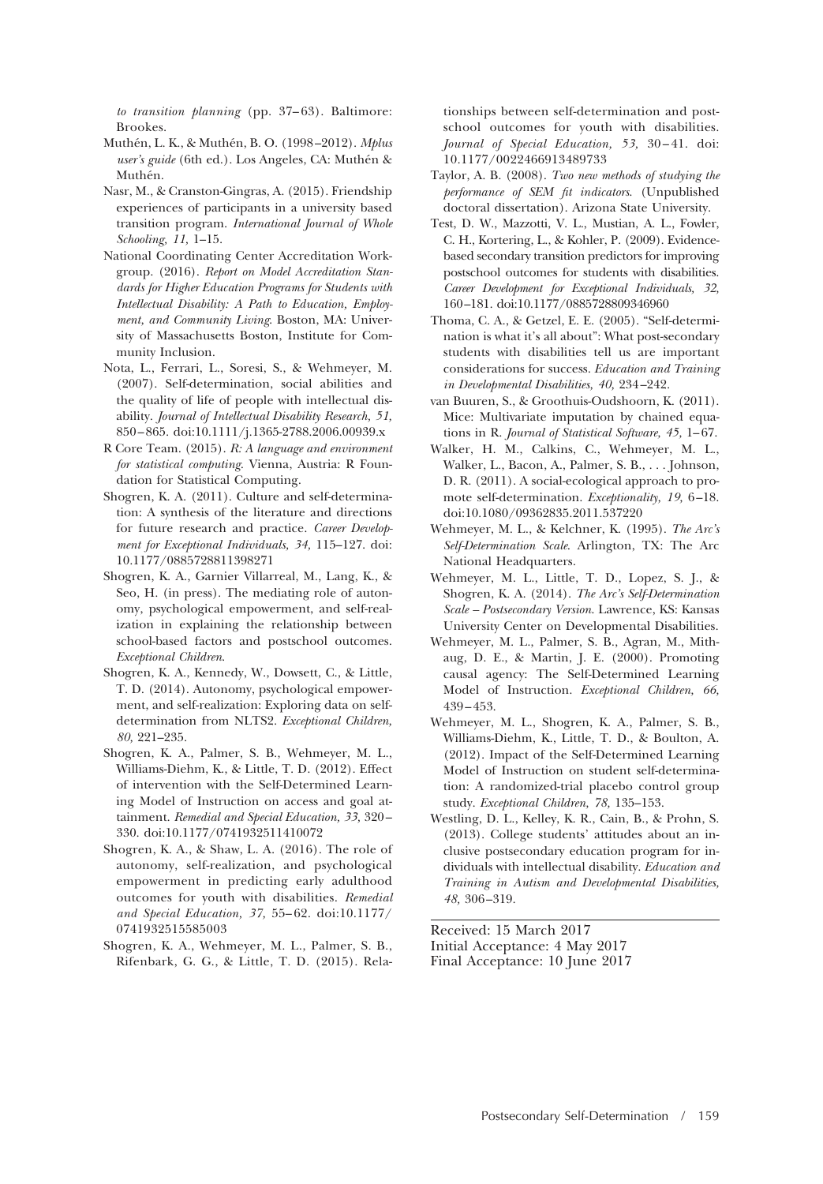*to transition planning* (pp. 37–63). Baltimore: Brookes.

Muthén, L. K., & Muthén, B. O. (1998–2012). *Mplus user's guide* (6th ed.). Los Angeles, CA: Muthén & Muthén.

Nasr, M., & Cranston-Gingras, A. (2015). Friendship experiences of participants in a university based transition program. *International Journal of Whole Schooling, 11,* 1–15.

National Coordinating Center Accreditation Workgroup. (2016). *Report on Model Accreditation Standards for Higher Education Programs for Students with Intellectual Disability: A Path to Education, Employment, and Community Living.* Boston, MA: University of Massachusetts Boston, Institute for Community Inclusion.

Nota, L., Ferrari, L., Soresi, S., & Wehmeyer, M. (2007). Self-determination, social abilities and the quality of life of people with intellectual disability. *Journal of Intellectual Disability Research, 51,* 850–865. doi:10.1111/j.1365-2788.2006.00939.x

R Core Team. (2015). *R: A language and environment for statistical computing.* Vienna, Austria: R Foundation for Statistical Computing.

Shogren, K. A. (2011). Culture and self-determination: A synthesis of the literature and directions for future research and practice. *Career Development for Exceptional Individuals, 34,* 115–127. doi: 10.1177/0885728811398271

Shogren, K. A., Garnier Villarreal, M., Lang, K., & Seo, H. (in press). The mediating role of autonomy, psychological empowerment, and self-realization in explaining the relationship between school-based factors and postschool outcomes. *Exceptional Children.*

Shogren, K. A., Kennedy, W., Dowsett, C., & Little, T. D. (2014). Autonomy, psychological empowerment, and self-realization: Exploring data on self-determination from NLTS2. *Exceptional Children, 80,* 221–235.

Shogren, K. A., Palmer, S. B., Wehmeyer, M. L., Williams-Diehm, K., & Little, T. D. (2012). Effect of intervention with the Self-Determined Learning Model of Instruction on access and goal attainment. *Remedial and Special Education, 33,* 320–330. doi:10.1177/0741932511410072

Shogren, K. A., & Shaw, L. A. (2016). The role of autonomy, self-realization, and psychological empowerment in predicting early adulthood outcomes for youth with disabilities. *Remedial and Special Education, 37,* 55–62. doi:10.1177/0741932515585003

Shogren, K. A., Wehmeyer, M. L., Palmer, S. B., Rifenbark, G. G., & Little, T. D. (2015). Relationships between self-determination and postschool outcomes for youth with disabilities. *Journal of Special Education, 53,* 30–41. doi: 10.1177/0022466913489733

Taylor, A. B. (2008). *Two new methods of studying the performance of SEM fit indicators.* (Unpublished doctoral dissertation). Arizona State University.

Test, D. W., Mazzotti, V. L., Mustian, A. L., Fowler, C. H., Kortering, L., & Kohler, P. (2009). Evidence-based secondary transition predictors for improving postschool outcomes for students with disabilities. *Career Development for Exceptional Individuals, 32,* 160–181. doi:10.1177/0885728809346960

Thoma, C. A., & Getzel, E. E. (2005). "Self-determination is what it's all about": What post-secondary students with disabilities tell us are important considerations for success. *Education and Training in Developmental Disabilities, 40,* 234–242.

van Buuren, S., & Groothuis-Oudshoorn, K. (2011). Mice: Multivariate imputation by chained equations in R. *Journal of Statistical Software, 45,* 1–67.

Walker, H. M., Calkins, C., Wehmeyer, M. L., Walker, L., Bacon, A., Palmer, S. B., . . . Johnson, D. R. (2011). A social-ecological approach to promote self-determination. *Exceptionality, 19,* 6–18. doi:10.1080/09362835.2011.537220

Wehmeyer, M. L., & Kelchner, K. (1995). *The Arc's Self-Determination Scale.* Arlington, TX: The Arc National Headquarters.

Wehmeyer, M. L., Little, T. D., Lopez, S. J., & Shogren, K. A. (2014). *The Arc's Self-Determination Scale – Postsecondary Version.* Lawrence, KS: Kansas University Center on Developmental Disabilities.

Wehmeyer, M. L., Palmer, S. B., Agran, M., Mithaug, D. E., & Martin, J. E. (2000). Promoting causal agency: The Self-Determined Learning Model of Instruction. *Exceptional Children, 66,* 439–453.

Wehmeyer, M. L., Shogren, K. A., Palmer, S. B., Williams-Diehm, K., Little, T. D., & Boulton, A. (2012). Impact of the Self-Determined Learning Model of Instruction on student self-determination: A randomized-trial placebo control group study. *Exceptional Children, 78,* 135–153.

Westling, D. L., Kelley, K. R., Cain, B., & Prohn, S. (2013). College students' attitudes about an inclusive postsecondary education program for individuals with intellectual disability. *Education and Training in Autism and Developmental Disabilities, 48,* 306–319.

---

Received: 15 March 2017
Initial Acceptance: 4 May 2017
Final Acceptance: 10 June 2017